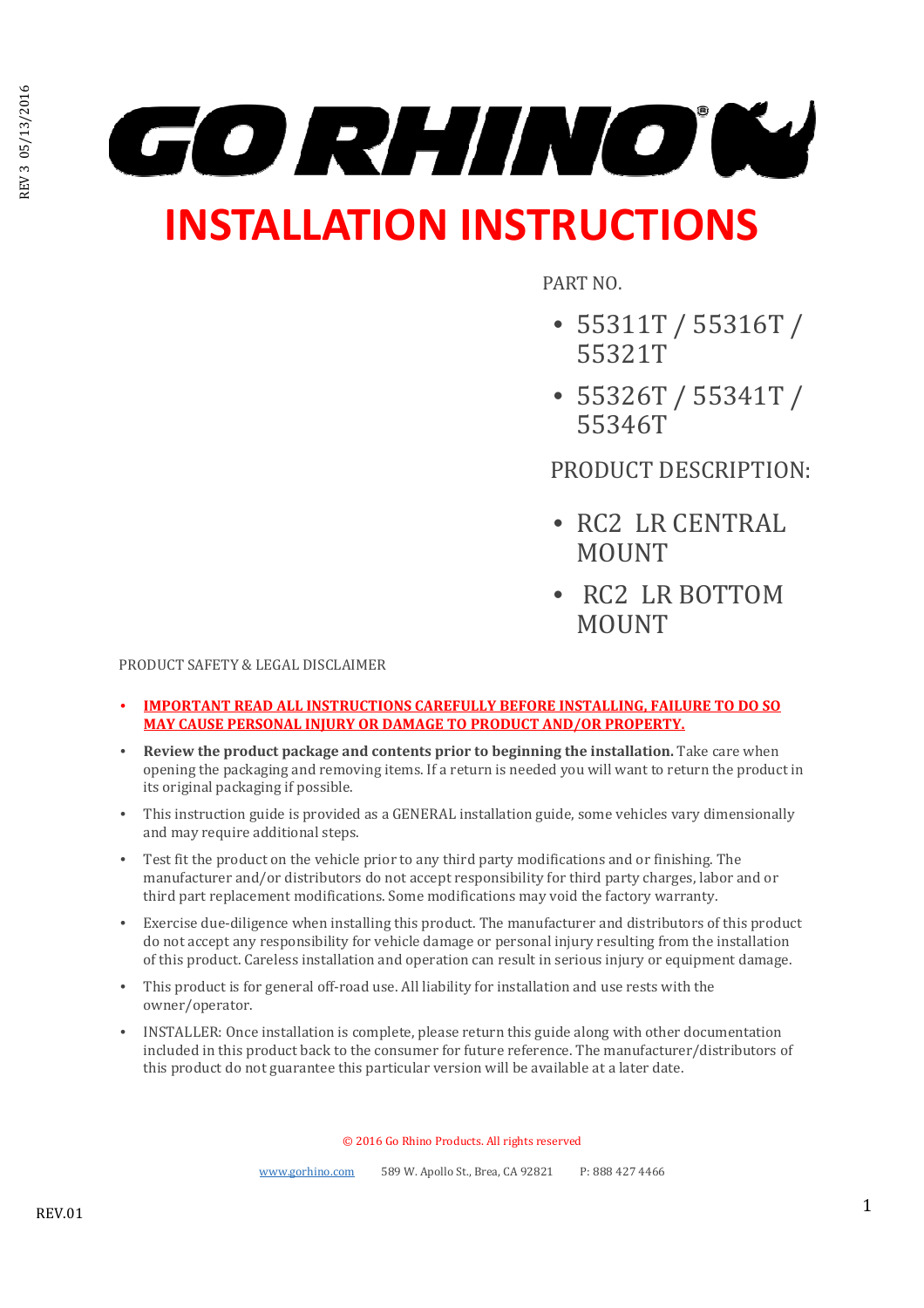# GO RHINO

# INSTALLATION INSTRUCTIONS

PART NO.

- 55311T / 55316T / 55321T
- 55326T / 55341T / 55346T

PRODUCT DESCRIPTION:

- RC2 LR CENTRAL MOUNT
- RC2 LR BOTTOM MOUNT

PRODUCT SAFETY & LEGAL DISCLAIMER

- **IMPORTANT READ ALL INSTRUCTIONS CAREFULLY BEFORE INSTALLING, FAILURE TO DO SO MAY CAUSE PERSONAL INJURY OR DAMAGE TO PRODUCT AND/OR PROPERTY.**
- **Review the product package and contents prior to beginning the installation.** Take care when opening the packaging and removing items. If a return is needed you will want to return the product in its original packaging if possible.
- This instruction guide is provided as a GENERAL installation guide, some vehicles vary dimensionally and may require additional steps.
- Test fit the product on the vehicle prior to any third party modifications and or finishing. The manufacturer and/or distributors do not accept responsibility for third party charges, labor and or third part replacement modifications. Some modifications may void the factory warranty.
- Exercise due-diligence when installing this product. The manufacturer and distributors of this product do not accept any responsibility for vehicle damage or personal injury resulting from the installation of this product. Careless installation and operation can result in serious injury or equipment damage.
- This product is for general off-road use. All liability for installation and use rests with the owner/operator.
- INSTALLER: Once installation is complete, please return this guide along with other documentation included in this product back to the consumer for future reference. The manufacturer/distributors of this product do not guarantee this particular version will be available at a later date.

© 2016 Go Rhino Products. All rights reserved

www.gorhino.com 589 W. Apollo St., Brea, CA 92821 P: 888 427 4466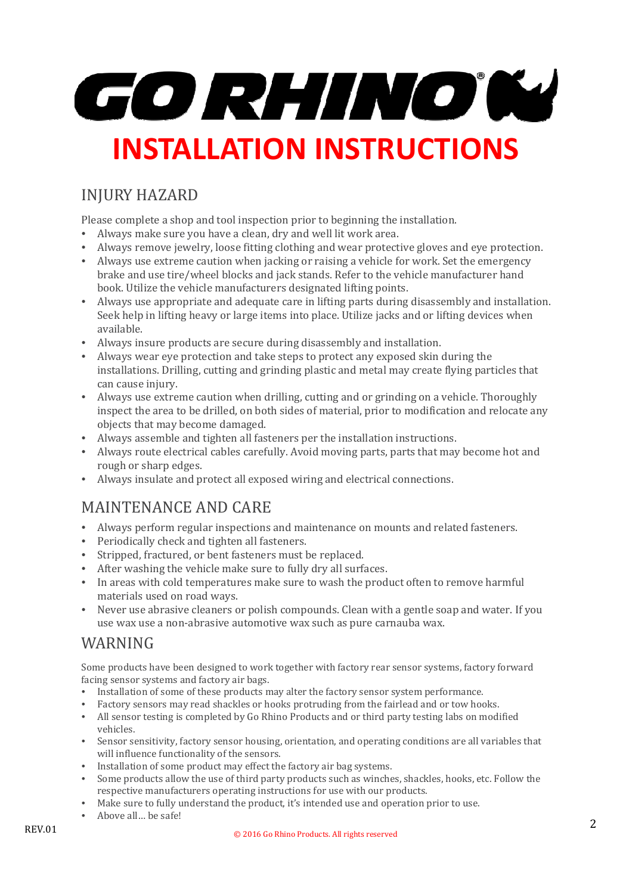# GO RHINO

# INSTALLATION INSTRUCTIONS

## INJURY HAZARD

Please complete a shop and tool inspection prior to beginning the installation.

- Always make sure you have a clean, dry and well lit work area.
- Always remove jewelry, loose fitting clothing and wear protective gloves and eye protection.
- Always use extreme caution when jacking or raising a vehicle for work. Set the emergency brake and use tire/wheel blocks and jack stands. Refer to the vehicle manufacturer hand book. Utilize the vehicle manufacturers designated lifting points.
- Always use appropriate and adequate care in lifting parts during disassembly and installation. Seek help in lifting heavy or large items into place. Utilize jacks and or lifting devices when available.
- Always insure products are secure during disassembly and installation.
- Always wear eye protection and take steps to protect any exposed skin during the installations. Drilling, cutting and grinding plastic and metal may create flying particles that can cause injury.
- Always use extreme caution when drilling, cutting and or grinding on a vehicle. Thoroughly inspect the area to be drilled, on both sides of material, prior to modification and relocate any objects that may become damaged.
- Always assemble and tighten all fasteners per the installation instructions.
- Always route electrical cables carefully. Avoid moving parts, parts that may become hot and rough or sharp edges.
- Always insulate and protect all exposed wiring and electrical connections.

## MAINTENANCE AND CARE

- Always perform regular inspections and maintenance on mounts and related fasteners.
- Periodically check and tighten all fasteners.
- Stripped, fractured, or bent fasteners must be replaced.
- After washing the vehicle make sure to fully dry all surfaces.
- In areas with cold temperatures make sure to wash the product often to remove harmful materials used on road ways.
- Never use abrasive cleaners or polish compounds. Clean with a gentle soap and water. If you use wax use a non-abrasive automotive wax such as pure carnauba wax.

## WARNING

Some products have been designed to work together with factory rear sensor systems, factory forward facing sensor systems and factory air bags.

- Installation of some of these products may alter the factory sensor system performance.
- Factory sensors may read shackles or hooks protruding from the fairlead and or tow hooks.
- All sensor testing is completed by Go Rhino Products and or third party testing labs on modified vehicles.
- Sensor sensitivity, factory sensor housing, orientation, and operating conditions are all variables that will influence functionality of the sensors.
- Installation of some product may effect the factory air bag systems.
- Some products allow the use of third party products such as winches, shackles, hooks, etc. Follow the respective manufacturers operating instructions for use with our products.
- Make sure to fully understand the product, it's intended use and operation prior to use.
- Above all… be safe!

REV.01

© 2016 Go Rhino Products. All rights reserved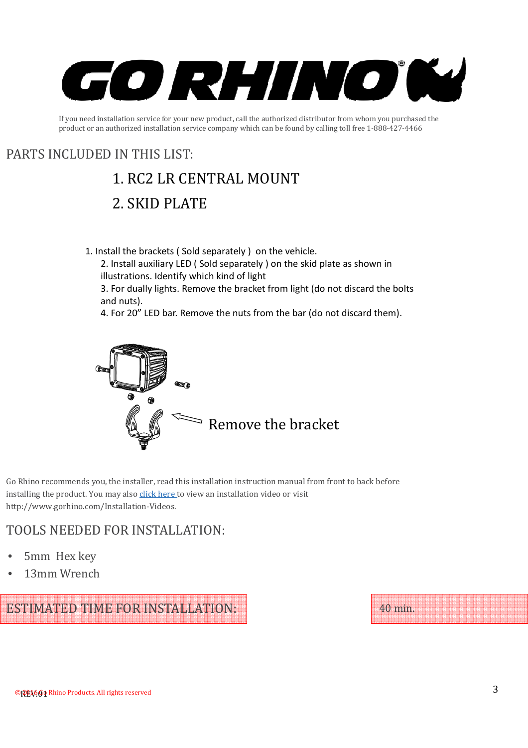# GO RHINO

If you need installation service for your new product, call the authorized distributor from whom you purchased the product or an authorized installation service company which can be found by calling toll free 1-888-427-4466

## PARTS INCLUDED IN THIS LIST:

1. RC2 LR CENTRAL MOUNT
2. SKID PLATE

1. Install the brackets ( Sold separately ) on the vehicle.
2. Install auxiliary LED ( Sold separately ) on the skid plate as shown in illustrations. Identify which kind of light
3. For dually lights. Remove the bracket from light (do not discard the bolts and nuts).
4. For 20" LED bar. Remove the nuts from the bar (do not discard them).

Remove the bracket

Go Rhino recommends you, the installer, read this installation instruction manual from front to back before installing the product. You may also click here to view an installation video or visit http://www.gorhino.com/Installation-Videos.

## TOOLS NEEDED FOR INSTALLATION:

- 5mm Hex key
- 13mm Wrench

| ESTIMATED TIME FOR INSTALLATION: | 40 min. |
| --- | --- |

©2016 Go Rhino Products. All rights reserved

REV.01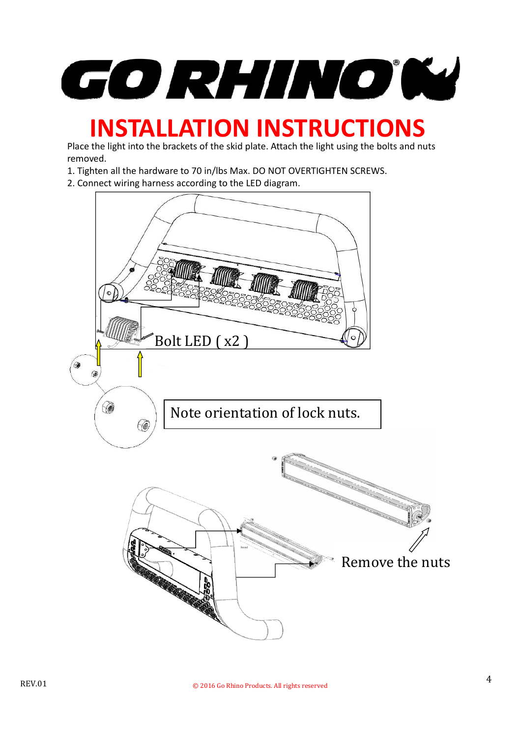# INSTALLATION INSTRUCTIONS

Place the light into the brackets of the skid plate. Attach the light using the bolts and nuts removed.

1. Tighten all the hardware to 70 in/lbs Max. DO NOT OVERTIGHTEN SCREWS.
2. Connect wiring harness according to the LED diagram.

Bolt LED ( x2 )

Note orientation of lock nuts.

Remove the nuts

REV.01

© 2016 Go Rhino Products. All rights reserved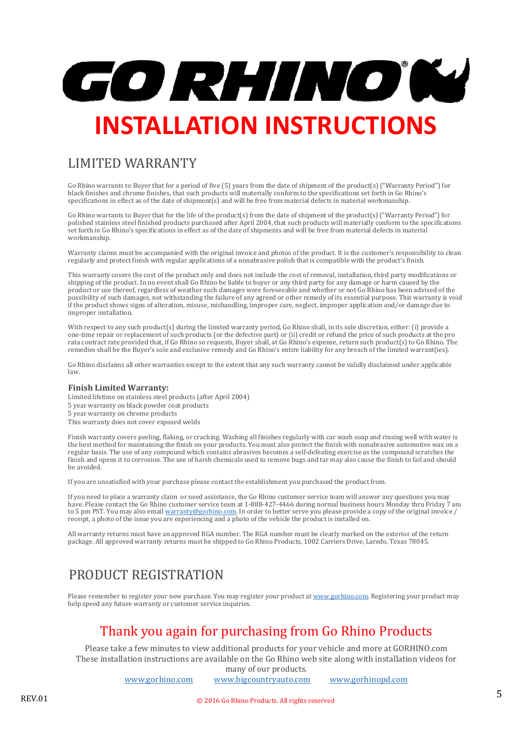# GO RHINO

# INSTALLATION INSTRUCTIONS

## LIMITED WARRANTY

Go Rhino warrants to Buyer that for a period of five (5) years from the date of shipment of the product(s) ("Warranty Period") for black finishes and chrome finishes, that such products will materially conform to the specifications set forth in Go Rhino's specifications in effect as of the date of shipment(s) and will be free from material defects in material workmanship.

Go Rhino warrants to Buyer that for the life of the product(s) from the date of shipment of the product(s) ("Warranty Period") for polished stainless steel finished products purchased after April 2004, that such products will materially conform to the specifications set forth in Go Rhino's specifications in effect as of the date of shipments and will be free from material defects in material workmanship.

Warranty claims must be accompanied with the original invoice and photos of the product. It is the customer's responsibility to clean regularly and protect finish with regular applications of a nonabrasive polish that is compatible with the product's finish.

This warranty covers the cost of the product only and does not include the cost of removal, installation, third party modifications or shipping of the product. In no event shall Go Rhino be liable to buyer or any third party for any damage or harm caused by the product or use thereof, regardless of weather such damages were foreseeable and whether or not Go Rhino has been advised of the possibility of such damages, not withstanding the failure of any agreed or other remedy of its essential purpose. This warranty is void if the product shows signs of alteration, misuse, mishandling, improper care, neglect, improper application and/or damage due to improper installation.

With respect to any such product(s) during the limited warranty period, Go Rhino shall, in its sole discretion, either: (i) provide a one-time repair or replacement of such products (or the defective part) or (ii) credit or refund the price of such products at the pro rata contract rate provided that, if Go Rhino so requests, Buyer shall, at Go Rhino's expense, return such product(s) to Go Rhino. The remedies shall be the Buyer's sole and exclusive remedy and Go Rhino's entire liability for any breach of the limited warrant(ies).

Go Rhino disclaims all other warranties except to the extent that any such warranty cannot be validly disclaimed under applicable law.

**Finish Limited Warranty:**

Limited lifetime on stainless steel products (after April 2004)
5 year warranty on black powder coat products
5 year warranty on chrome products
This warranty does not cover exposed welds

Finish warranty covers peeling, flaking, or cracking. Washing all finishes regularly with car wash soap and rinsing well with water is the best method for maintaining the finish on your products. You must also protect the finish with nonabrasive automotive wax on a regular basis. The use of any compound which contains abrasives becomes a self-defeating exercise as the compound scratches the finish and opens it to corrosion. The use of harsh chemicals used to remove bugs and tar may also cause the finish to fail and should be avoided.

If you are unsatisfied with your purchase please contact the establishment you purchased the product from.

If you need to place a warranty claim or need assistance, the Go Rhino customer service team will answer any questions you may have. Please contact the Go Rhino customer service team at 1-888-427-4466 during normal business hours Monday thru Friday 7 am to 5 pm PST. You may also email warranty@gorhino.com. In order to better serve you please provide a copy of the original invoice / receipt, a photo of the issue you are experiencing and a photo of the vehicle the product is installed on.

All warranty returns must have an approved RGA number. The RGA number must be clearly marked on the exterior of the return package. All approved warranty returns must be shipped to Go Rhino Products, 1002 Carriers Drive, Laredo, Texas 78045.

## PRODUCT REGISTRATION

Please remember to register your new purchase. You may register your product at www.gorhino.com. Registering your product may help speed any future warranty or customer service inquiries.

## Thank you again for purchasing from Go Rhino Products

Please take a few minutes to view additional products for your vehicle and more at GORHINO.com
These installation instructions are available on the Go Rhino web site along with installation videos for many of our products.

www.gorhino.com www.bigcountryauto.com www.gorhinopd.com

REV.01

© 2016 Go Rhino Products. All rights reserved